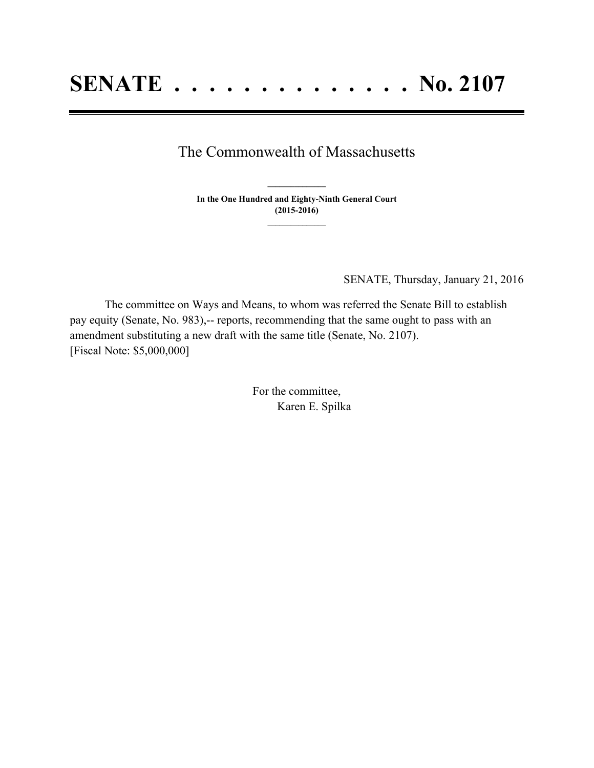# SENATE . . . . . . . . . . . . . . No. 2107

The Commonwealth of Massachusetts

**In the One Hundred and Eighty-Ninth General Court**
**(2015-2016)**

SENATE, Thursday, January 21, 2016

The committee on Ways and Means, to whom was referred the Senate Bill to establish pay equity (Senate, No. 983),-- reports, recommending that the same ought to pass with an amendment substituting a new draft with the same title (Senate, No. 2107).
[Fiscal Note: $5,000,000]

For the committee,
Karen E. Spilka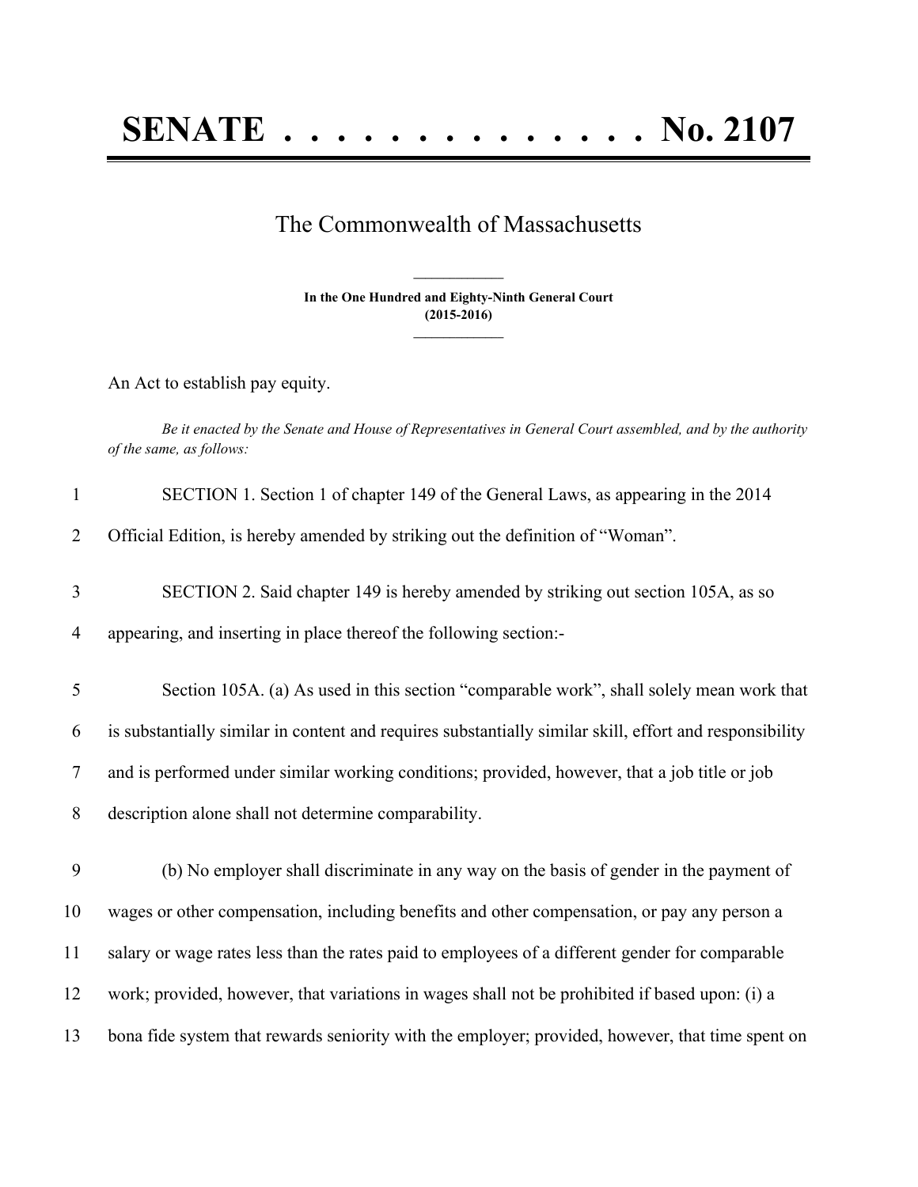# SENATE . . . . . . . . . . . . . . . No. 2107

The Commonwealth of Massachusetts

**In the One Hundred and Eighty-Ninth General Court (2015-2016)**

An Act to establish pay equity.

*Be it enacted by the Senate and House of Representatives in General Court assembled, and by the authority of the same, as follows:*

SECTION 1. Section 1 of chapter 149 of the General Laws, as appearing in the 2014 Official Edition, is hereby amended by striking out the definition of "Woman".

SECTION 2. Said chapter 149 is hereby amended by striking out section 105A, as so appearing, and inserting in place thereof the following section:-

Section 105A. (a) As used in this section "comparable work", shall solely mean work that is substantially similar in content and requires substantially similar skill, effort and responsibility and is performed under similar working conditions; provided, however, that a job title or job description alone shall not determine comparability.

(b) No employer shall discriminate in any way on the basis of gender in the payment of wages or other compensation, including benefits and other compensation, or pay any person a salary or wage rates less than the rates paid to employees of a different gender for comparable work; provided, however, that variations in wages shall not be prohibited if based upon: (i) a bona fide system that rewards seniority with the employer; provided, however, that time spent on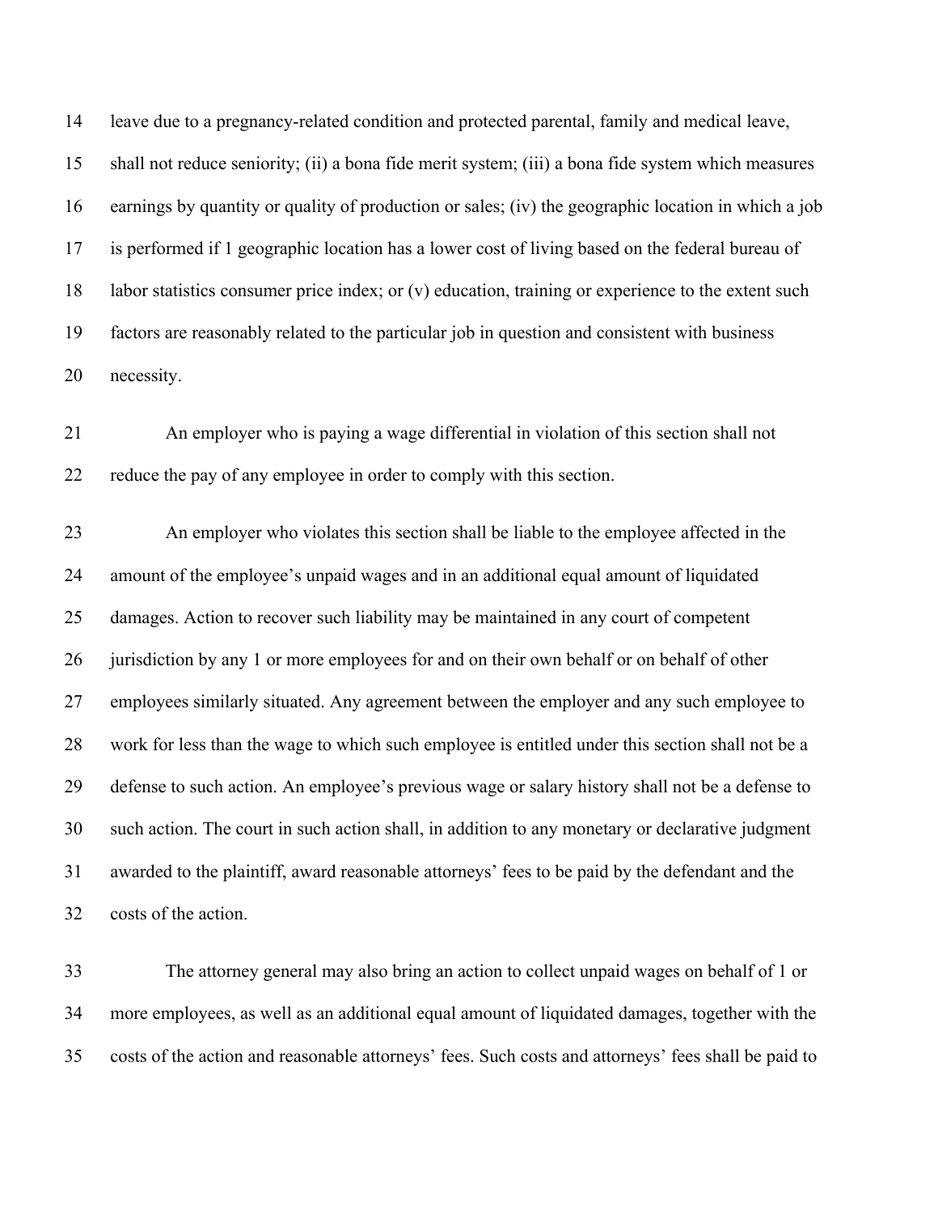leave due to a pregnancy-related condition and protected parental, family and medical leave, shall not reduce seniority; (ii) a bona fide merit system; (iii) a bona fide system which measures earnings by quantity or quality of production or sales; (iv) the geographic location in which a job is performed if 1 geographic location has a lower cost of living based on the federal bureau of labor statistics consumer price index; or (v) education, training or experience to the extent such factors are reasonably related to the particular job in question and consistent with business necessity.

An employer who is paying a wage differential in violation of this section shall not reduce the pay of any employee in order to comply with this section.

An employer who violates this section shall be liable to the employee affected in the amount of the employee's unpaid wages and in an additional equal amount of liquidated damages. Action to recover such liability may be maintained in any court of competent jurisdiction by any 1 or more employees for and on their own behalf or on behalf of other employees similarly situated. Any agreement between the employer and any such employee to work for less than the wage to which such employee is entitled under this section shall not be a defense to such action. An employee's previous wage or salary history shall not be a defense to such action. The court in such action shall, in addition to any monetary or declarative judgment awarded to the plaintiff, award reasonable attorneys' fees to be paid by the defendant and the costs of the action.

The attorney general may also bring an action to collect unpaid wages on behalf of 1 or more employees, as well as an additional equal amount of liquidated damages, together with the costs of the action and reasonable attorneys' fees. Such costs and attorneys' fees shall be paid to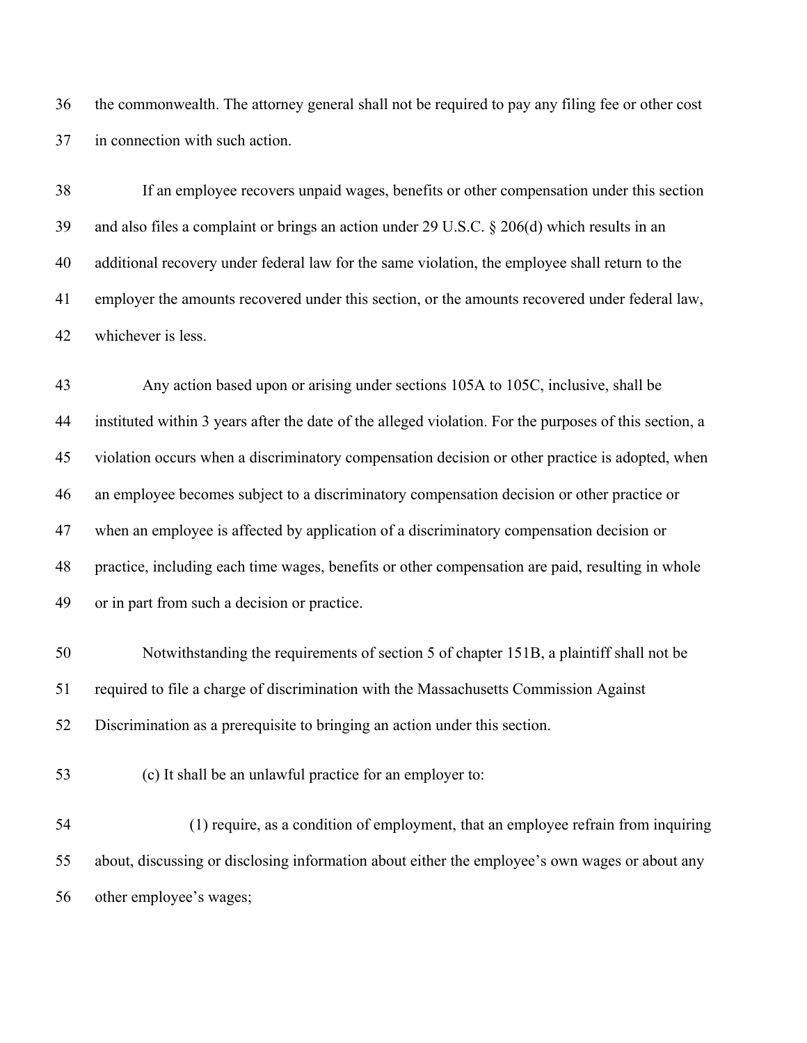the commonwealth. The attorney general shall not be required to pay any filing fee or other cost in connection with such action.

If an employee recovers unpaid wages, benefits or other compensation under this section and also files a complaint or brings an action under 29 U.S.C. § 206(d) which results in an additional recovery under federal law for the same violation, the employee shall return to the employer the amounts recovered under this section, or the amounts recovered under federal law, whichever is less.

Any action based upon or arising under sections 105A to 105C, inclusive, shall be instituted within 3 years after the date of the alleged violation. For the purposes of this section, a violation occurs when a discriminatory compensation decision or other practice is adopted, when an employee becomes subject to a discriminatory compensation decision or other practice or when an employee is affected by application of a discriminatory compensation decision or practice, including each time wages, benefits or other compensation are paid, resulting in whole or in part from such a decision or practice.

Notwithstanding the requirements of section 5 of chapter 151B, a plaintiff shall not be required to file a charge of discrimination with the Massachusetts Commission Against Discrimination as a prerequisite to bringing an action under this section.

(c) It shall be an unlawful practice for an employer to:

(1) require, as a condition of employment, that an employee refrain from inquiring about, discussing or disclosing information about either the employee's own wages or about any other employee's wages;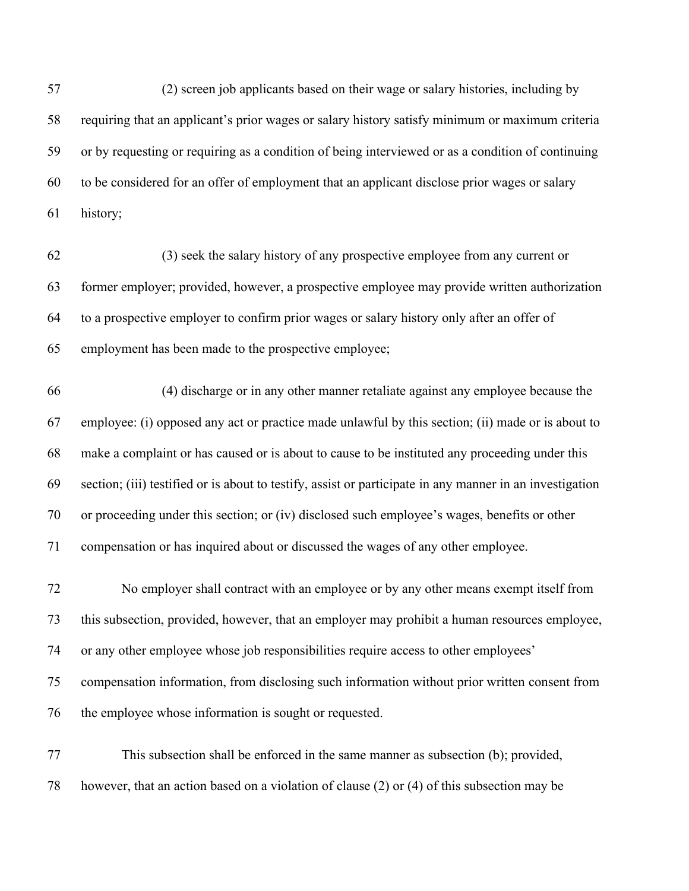(2) screen job applicants based on their wage or salary histories, including by requiring that an applicant's prior wages or salary history satisfy minimum or maximum criteria or by requesting or requiring as a condition of being interviewed or as a condition of continuing to be considered for an offer of employment that an applicant disclose prior wages or salary history;

(3) seek the salary history of any prospective employee from any current or former employer; provided, however, a prospective employee may provide written authorization to a prospective employer to confirm prior wages or salary history only after an offer of employment has been made to the prospective employee;

(4) discharge or in any other manner retaliate against any employee because the employee: (i) opposed any act or practice made unlawful by this section; (ii) made or is about to make a complaint or has caused or is about to cause to be instituted any proceeding under this section; (iii) testified or is about to testify, assist or participate in any manner in an investigation or proceeding under this section; or (iv) disclosed such employee's wages, benefits or other compensation or has inquired about or discussed the wages of any other employee.

No employer shall contract with an employee or by any other means exempt itself from this subsection, provided, however, that an employer may prohibit a human resources employee, or any other employee whose job responsibilities require access to other employees' compensation information, from disclosing such information without prior written consent from the employee whose information is sought or requested.

This subsection shall be enforced in the same manner as subsection (b); provided, however, that an action based on a violation of clause (2) or (4) of this subsection may be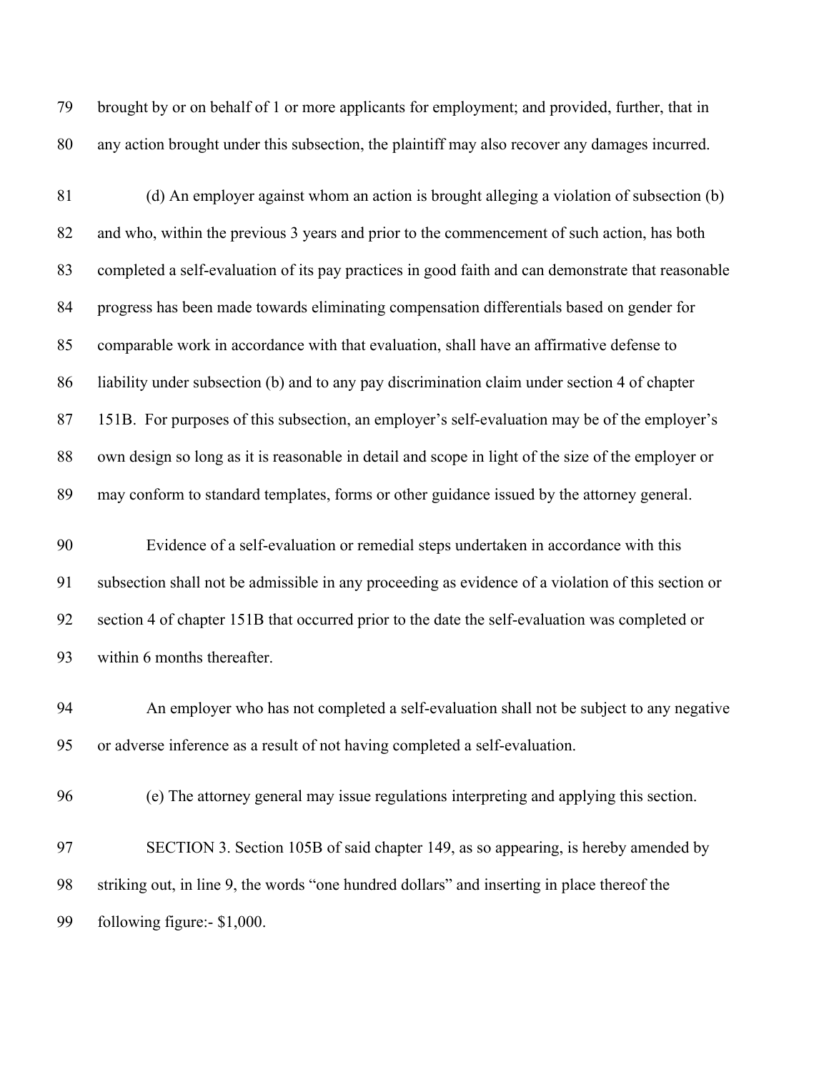brought by or on behalf of 1 or more applicants for employment; and provided, further, that in any action brought under this subsection, the plaintiff may also recover any damages incurred.

(d) An employer against whom an action is brought alleging a violation of subsection (b) and who, within the previous 3 years and prior to the commencement of such action, has both completed a self-evaluation of its pay practices in good faith and can demonstrate that reasonable progress has been made towards eliminating compensation differentials based on gender for comparable work in accordance with that evaluation, shall have an affirmative defense to liability under subsection (b) and to any pay discrimination claim under section 4 of chapter 151B. For purposes of this subsection, an employer's self-evaluation may be of the employer's own design so long as it is reasonable in detail and scope in light of the size of the employer or may conform to standard templates, forms or other guidance issued by the attorney general.

Evidence of a self-evaluation or remedial steps undertaken in accordance with this subsection shall not be admissible in any proceeding as evidence of a violation of this section or section 4 of chapter 151B that occurred prior to the date the self-evaluation was completed or within 6 months thereafter.

An employer who has not completed a self-evaluation shall not be subject to any negative or adverse inference as a result of not having completed a self-evaluation.

(e) The attorney general may issue regulations interpreting and applying this section.

SECTION 3. Section 105B of said chapter 149, as so appearing, is hereby amended by striking out, in line 9, the words "one hundred dollars" and inserting in place thereof the following figure:- $1,000.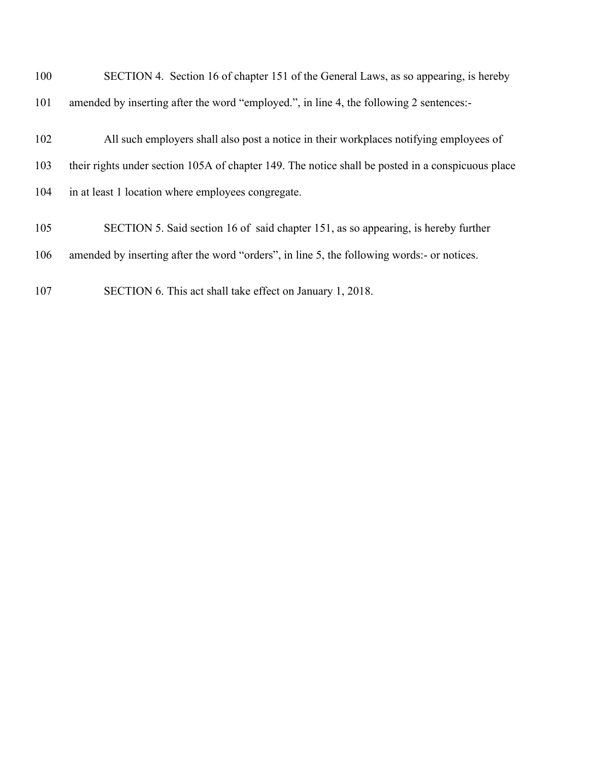SECTION 4. Section 16 of chapter 151 of the General Laws, as so appearing, is hereby amended by inserting after the word "employed.", in line 4, the following 2 sentences:-

All such employers shall also post a notice in their workplaces notifying employees of their rights under section 105A of chapter 149. The notice shall be posted in a conspicuous place in at least 1 location where employees congregate.

SECTION 5. Said section 16 of said chapter 151, as so appearing, is hereby further amended by inserting after the word "orders", in line 5, the following words:- or notices.

SECTION 6. This act shall take effect on January 1, 2018.